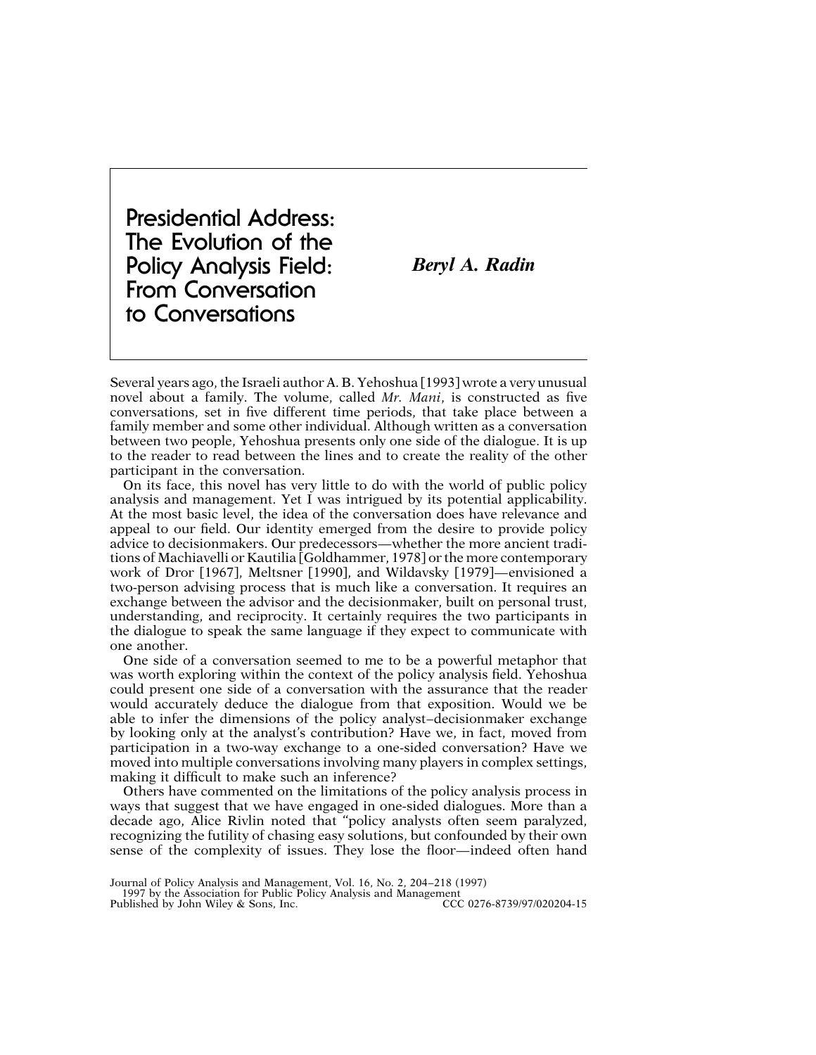# Presidential Address: The Evolution of the Policy Analysis Field: From Conversation to Conversations

***Beryl A. Radin***

Several years ago, the Israeli author A. B. Yehoshua [1993] wrote a very unusual novel about a family. The volume, called *Mr. Mani*, is constructed as five conversations, set in five different time periods, that take place between a family member and some other individual. Although written as a conversation between two people, Yehoshua presents only one side of the dialogue. It is up to the reader to read between the lines and to create the reality of the other participant in the conversation.

On its face, this novel has very little to do with the world of public policy analysis and management. Yet I was intrigued by its potential applicability. At the most basic level, the idea of the conversation does have relevance and appeal to our field. Our identity emerged from the desire to provide policy advice to decisionmakers. Our predecessors—whether the more ancient traditions of Machiavelli or Kautilia [Goldhammer, 1978] or the more contemporary work of Dror [1967], Meltsner [1990], and Wildavsky [1979]—envisioned a two-person advising process that is much like a conversation. It requires an exchange between the advisor and the decisionmaker, built on personal trust, understanding, and reciprocity. It certainly requires the two participants in the dialogue to speak the same language if they expect to communicate with one another.

One side of a conversation seemed to me to be a powerful metaphor that was worth exploring within the context of the policy analysis field. Yehoshua could present one side of a conversation with the assurance that the reader would accurately deduce the dialogue from that exposition. Would we be able to infer the dimensions of the policy analyst–decisionmaker exchange by looking only at the analyst's contribution? Have we, in fact, moved from participation in a two-way exchange to a one-sided conversation? Have we moved into multiple conversations involving many players in complex settings, making it difficult to make such an inference?

Others have commented on the limitations of the policy analysis process in ways that suggest that we have engaged in one-sided dialogues. More than a decade ago, Alice Rivlin noted that "policy analysts often seem paralyzed, recognizing the futility of chasing easy solutions, but confounded by their own sense of the complexity of issues. They lose the floor—indeed often hand

Journal of Policy Analysis and Management, Vol. 16, No. 2, 204–218 (1997)
1997 by the Association for Public Policy Analysis and Management
Published by John Wiley & Sons, Inc. CCC 0276-8739/97/020204-15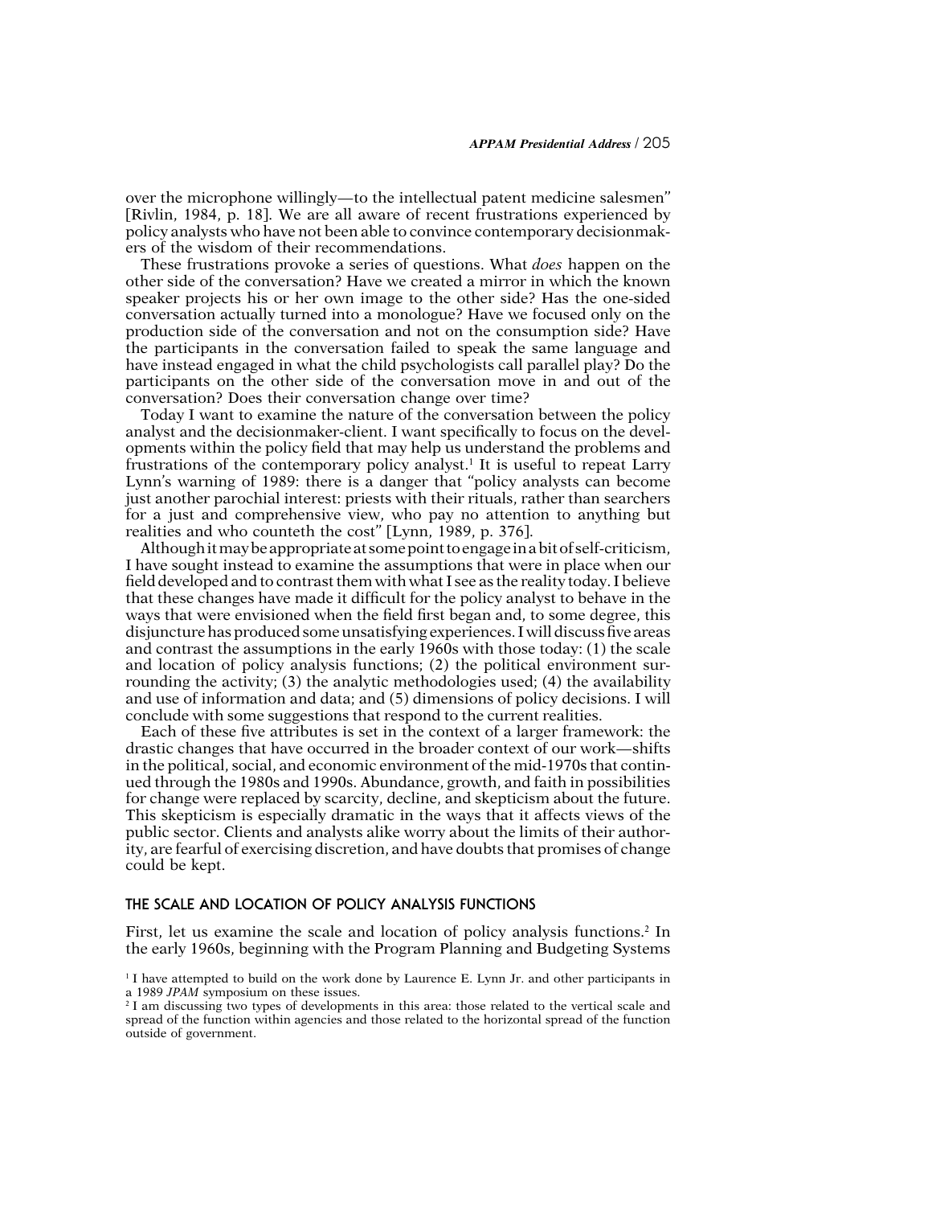over the microphone willingly—to the intellectual patent medicine salesmen" [Rivlin, 1984, p. 18]. We are all aware of recent frustrations experienced by policy analysts who have not been able to convince contemporary decisionmakers of the wisdom of their recommendations.

These frustrations provoke a series of questions. What *does* happen on the other side of the conversation? Have we created a mirror in which the known speaker projects his or her own image to the other side? Has the one-sided conversation actually turned into a monologue? Have we focused only on the production side of the conversation and not on the consumption side? Have the participants in the conversation failed to speak the same language and have instead engaged in what the child psychologists call parallel play? Do the participants on the other side of the conversation move in and out of the conversation? Does their conversation change over time?

Today I want to examine the nature of the conversation between the policy analyst and the decisionmaker-client. I want specifically to focus on the developments within the policy field that may help us understand the problems and frustrations of the contemporary policy analyst.[1] It is useful to repeat Larry Lynn's warning of 1989: there is a danger that "policy analysts can become just another parochial interest: priests with their rituals, rather than searchers for a just and comprehensive view, who pay no attention to anything but realities and who counteth the cost" [Lynn, 1989, p. 376].

Although it may be appropriate at some point to engage in a bit of self-criticism, I have sought instead to examine the assumptions that were in place when our field developed and to contrast them with what I see as the reality today. I believe that these changes have made it difficult for the policy analyst to behave in the ways that were envisioned when the field first began and, to some degree, this disjuncture has produced some unsatisfying experiences. I will discuss five areas and contrast the assumptions in the early 1960s with those today: (1) the scale and location of policy analysis functions; (2) the political environment surrounding the activity; (3) the analytic methodologies used; (4) the availability and use of information and data; and (5) dimensions of policy decisions. I will conclude with some suggestions that respond to the current realities.

Each of these five attributes is set in the context of a larger framework: the drastic changes that have occurred in the broader context of our work—shifts in the political, social, and economic environment of the mid-1970s that continued through the 1980s and 1990s. Abundance, growth, and faith in possibilities for change were replaced by scarcity, decline, and skepticism about the future. This skepticism is especially dramatic in the ways that it affects views of the public sector. Clients and analysts alike worry about the limits of their authority, are fearful of exercising discretion, and have doubts that promises of change could be kept.

## THE SCALE AND LOCATION OF POLICY ANALYSIS FUNCTIONS

First, let us examine the scale and location of policy analysis functions.[2] In the early 1960s, beginning with the Program Planning and Budgeting Systems

[1] I have attempted to build on the work done by Laurence E. Lynn Jr. and other participants in a 1989 *JPAM* symposium on these issues.

[2] I am discussing two types of developments in this area: those related to the vertical scale and spread of the function within agencies and those related to the horizontal spread of the function outside of government.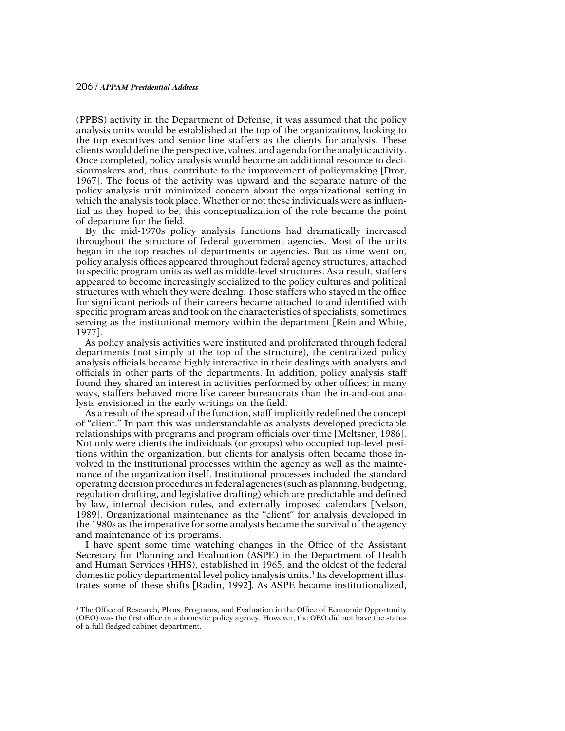(PPBS) activity in the Department of Defense, it was assumed that the policy analysis units would be established at the top of the organizations, looking to the top executives and senior line staffers as the clients for analysis. These clients would define the perspective, values, and agenda for the analytic activity. Once completed, policy analysis would become an additional resource to decisionmakers and, thus, contribute to the improvement of policymaking [Dror, 1967]. The focus of the activity was upward and the separate nature of the policy analysis unit minimized concern about the organizational setting in which the analysis took place. Whether or not these individuals were as influential as they hoped to be, this conceptualization of the role became the point of departure for the field.

By the mid-1970s policy analysis functions had dramatically increased throughout the structure of federal government agencies. Most of the units began in the top reaches of departments or agencies. But as time went on, policy analysis offices appeared throughout federal agency structures, attached to specific program units as well as middle-level structures. As a result, staffers appeared to become increasingly socialized to the policy cultures and political structures with which they were dealing. Those staffers who stayed in the office for significant periods of their careers became attached to and identified with specific program areas and took on the characteristics of specialists, sometimes serving as the institutional memory within the department [Rein and White, 1977].

As policy analysis activities were instituted and proliferated through federal departments (not simply at the top of the structure), the centralized policy analysis officials became highly interactive in their dealings with analysts and officials in other parts of the departments. In addition, policy analysis staff found they shared an interest in activities performed by other offices; in many ways, staffers behaved more like career bureaucrats than the in-and-out analysts envisioned in the early writings on the field.

As a result of the spread of the function, staff implicitly redefined the concept of "client." In part this was understandable as analysts developed predictable relationships with programs and program officials over time [Meltsner, 1986]. Not only were clients the individuals (or groups) who occupied top-level positions within the organization, but clients for analysis often became those involved in the institutional processes within the agency as well as the maintenance of the organization itself. Institutional processes included the standard operating decision procedures in federal agencies (such as planning, budgeting, regulation drafting, and legislative drafting) which are predictable and defined by law, internal decision rules, and externally imposed calendars [Nelson, 1989]. Organizational maintenance as the "client" for analysis developed in the 1980s as the imperative for some analysts became the survival of the agency and maintenance of its programs.

I have spent some time watching changes in the Office of the Assistant Secretary for Planning and Evaluation (ASPE) in the Department of Health and Human Services (HHS), established in 1965, and the oldest of the federal domestic policy departmental level policy analysis units.[3] Its development illustrates some of these shifts [Radin, 1992]. As ASPE became institutionalized,

[3] The Office of Research, Plans, Programs, and Evaluation in the Office of Economic Opportunity (OEO) was the first office in a domestic policy agency. However, the OEO did not have the status of a full-fledged cabinet department.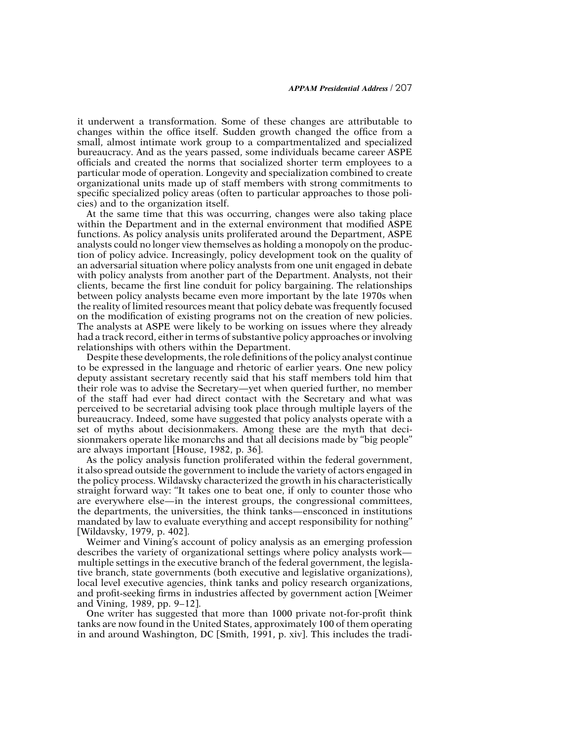it underwent a transformation. Some of these changes are attributable to changes within the office itself. Sudden growth changed the office from a small, almost intimate work group to a compartmentalized and specialized bureaucracy. And as the years passed, some individuals became career ASPE officials and created the norms that socialized shorter term employees to a particular mode of operation. Longevity and specialization combined to create organizational units made up of staff members with strong commitments to specific specialized policy areas (often to particular approaches to those policies) and to the organization itself.

At the same time that this was occurring, changes were also taking place within the Department and in the external environment that modified ASPE functions. As policy analysis units proliferated around the Department, ASPE analysts could no longer view themselves as holding a monopoly on the production of policy advice. Increasingly, policy development took on the quality of an adversarial situation where policy analysts from one unit engaged in debate with policy analysts from another part of the Department. Analysts, not their clients, became the first line conduit for policy bargaining. The relationships between policy analysts became even more important by the late 1970s when the reality of limited resources meant that policy debate was frequently focused on the modification of existing programs not on the creation of new policies. The analysts at ASPE were likely to be working on issues where they already had a track record, either in terms of substantive policy approaches or involving relationships with others within the Department.

Despite these developments, the role definitions of the policy analyst continue to be expressed in the language and rhetoric of earlier years. One new policy deputy assistant secretary recently said that his staff members told him that their role was to advise the Secretary—yet when queried further, no member of the staff had ever had direct contact with the Secretary and what was perceived to be secretarial advising took place through multiple layers of the bureaucracy. Indeed, some have suggested that policy analysts operate with a set of myths about decisionmakers. Among these are the myth that decisionmakers operate like monarchs and that all decisions made by "big people" are always important [House, 1982, p. 36].

As the policy analysis function proliferated within the federal government, it also spread outside the government to include the variety of actors engaged in the policy process. Wildavsky characterized the growth in his characteristically straight forward way: "It takes one to beat one, if only to counter those who are everywhere else—in the interest groups, the congressional committees, the departments, the universities, the think tanks—ensconced in institutions mandated by law to evaluate everything and accept responsibility for nothing" [Wildavsky, 1979, p. 402].

Weimer and Vining's account of policy analysis as an emerging profession describes the variety of organizational settings where policy analysts work—multiple settings in the executive branch of the federal government, the legislative branch, state governments (both executive and legislative organizations), local level executive agencies, think tanks and policy research organizations, and profit-seeking firms in industries affected by government action [Weimer and Vining, 1989, pp. 9–12].

One writer has suggested that more than 1000 private not-for-profit think tanks are now found in the United States, approximately 100 of them operating in and around Washington, DC [Smith, 1991, p. xiv]. This includes the tradi-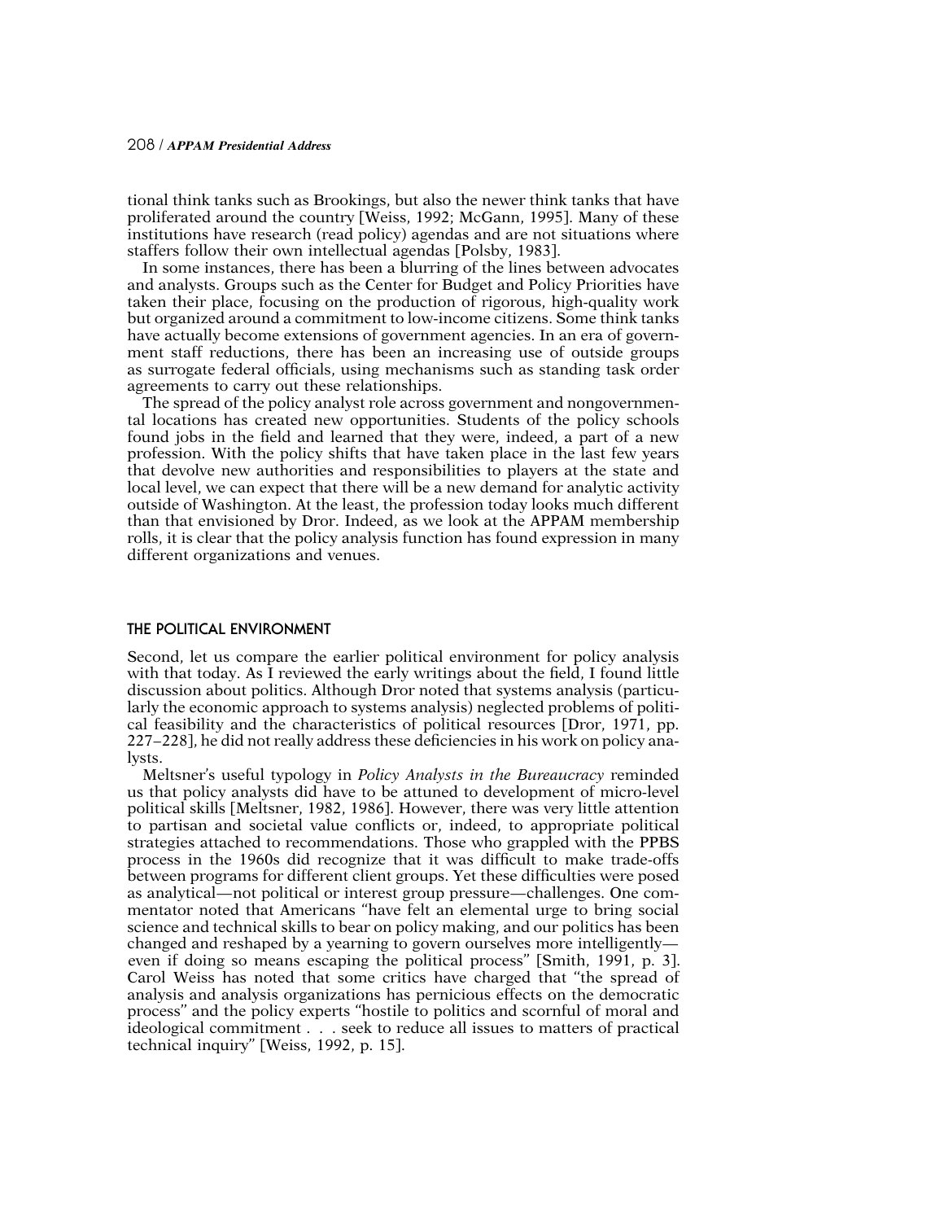tional think tanks such as Brookings, but also the newer think tanks that have proliferated around the country [Weiss, 1992; McGann, 1995]. Many of these institutions have research (read policy) agendas and are not situations where staffers follow their own intellectual agendas [Polsby, 1983].

In some instances, there has been a blurring of the lines between advocates and analysts. Groups such as the Center for Budget and Policy Priorities have taken their place, focusing on the production of rigorous, high-quality work but organized around a commitment to low-income citizens. Some think tanks have actually become extensions of government agencies. In an era of government staff reductions, there has been an increasing use of outside groups as surrogate federal officials, using mechanisms such as standing task order agreements to carry out these relationships.

The spread of the policy analyst role across government and nongovernmental locations has created new opportunities. Students of the policy schools found jobs in the field and learned that they were, indeed, a part of a new profession. With the policy shifts that have taken place in the last few years that devolve new authorities and responsibilities to players at the state and local level, we can expect that there will be a new demand for analytic activity outside of Washington. At the least, the profession today looks much different than that envisioned by Dror. Indeed, as we look at the APPAM membership rolls, it is clear that the policy analysis function has found expression in many different organizations and venues.

## THE POLITICAL ENVIRONMENT

Second, let us compare the earlier political environment for policy analysis with that today. As I reviewed the early writings about the field, I found little discussion about politics. Although Dror noted that systems analysis (particularly the economic approach to systems analysis) neglected problems of political feasibility and the characteristics of political resources [Dror, 1971, pp. 227–228], he did not really address these deficiencies in his work on policy analysts.

Meltsner's useful typology in *Policy Analysts in the Bureaucracy* reminded us that policy analysts did have to be attuned to development of micro-level political skills [Meltsner, 1982, 1986]. However, there was very little attention to partisan and societal value conflicts or, indeed, to appropriate political strategies attached to recommendations. Those who grappled with the PPBS process in the 1960s did recognize that it was difficult to make trade-offs between programs for different client groups. Yet these difficulties were posed as analytical—not political or interest group pressure—challenges. One commentator noted that Americans "have felt an elemental urge to bring social science and technical skills to bear on policy making, and our politics has been changed and reshaped by a yearning to govern ourselves more intelligently—even if doing so means escaping the political process" [Smith, 1991, p. 3]. Carol Weiss has noted that some critics have charged that "the spread of analysis and analysis organizations has pernicious effects on the democratic process" and the policy experts "hostile to politics and scornful of moral and ideological commitment . . . seek to reduce all issues to matters of practical technical inquiry" [Weiss, 1992, p. 15].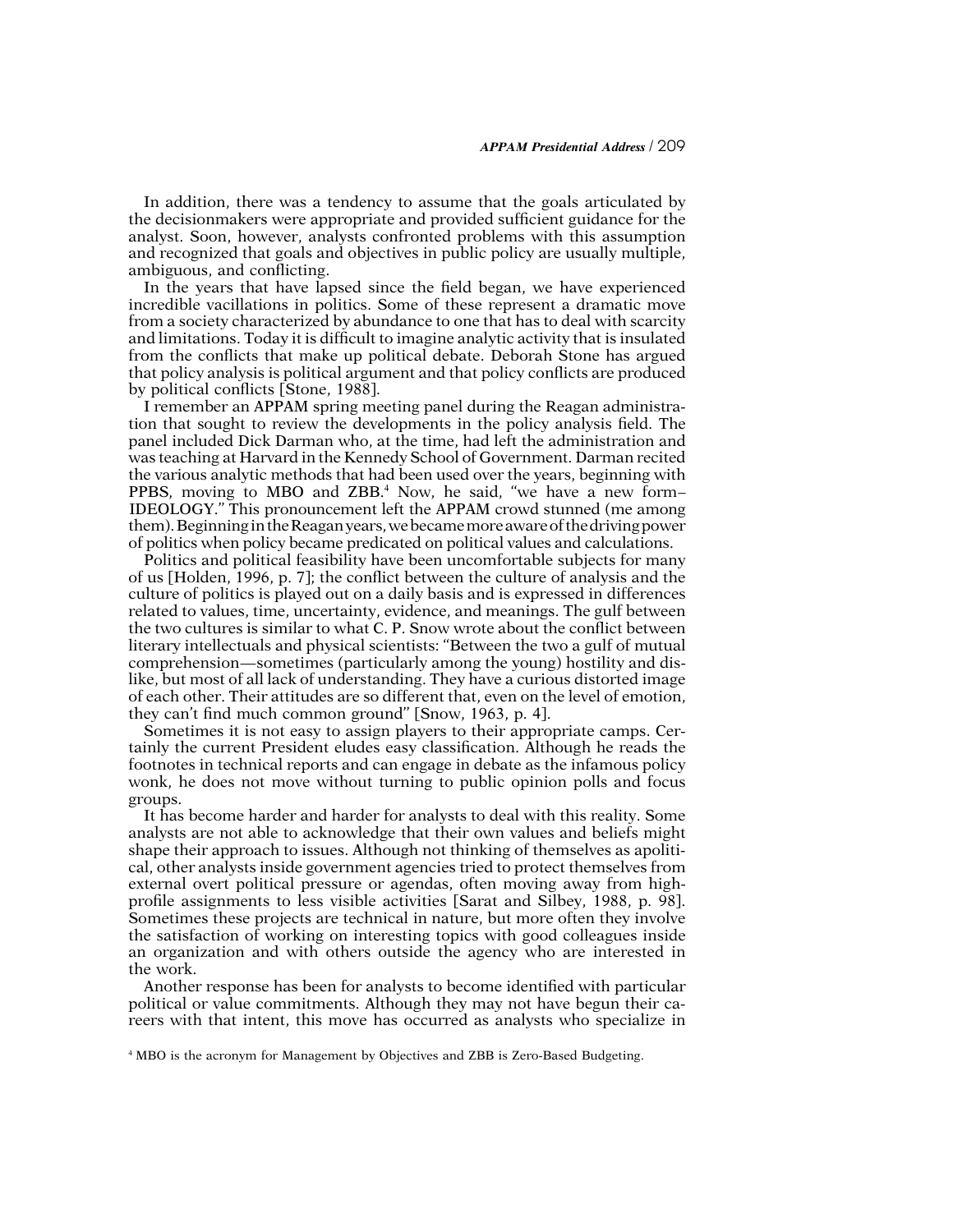In addition, there was a tendency to assume that the goals articulated by the decisionmakers were appropriate and provided sufficient guidance for the analyst. Soon, however, analysts confronted problems with this assumption and recognized that goals and objectives in public policy are usually multiple, ambiguous, and conflicting.

In the years that have lapsed since the field began, we have experienced incredible vacillations in politics. Some of these represent a dramatic move from a society characterized by abundance to one that has to deal with scarcity and limitations. Today it is difficult to imagine analytic activity that is insulated from the conflicts that make up political debate. Deborah Stone has argued that policy analysis is political argument and that policy conflicts are produced by political conflicts [Stone, 1988].

I remember an APPAM spring meeting panel during the Reagan administration that sought to review the developments in the policy analysis field. The panel included Dick Darman who, at the time, had left the administration and was teaching at Harvard in the Kennedy School of Government. Darman recited the various analytic methods that had been used over the years, beginning with PPBS, moving to MBO and ZBB.[4] Now, he said, "we have a new form–IDEOLOGY." This pronouncement left the APPAM crowd stunned (me among them). Beginning in the Reagan years, we became more aware of the driving power of politics when policy became predicated on political values and calculations.

Politics and political feasibility have been uncomfortable subjects for many of us [Holden, 1996, p. 7]; the conflict between the culture of analysis and the culture of politics is played out on a daily basis and is expressed in differences related to values, time, uncertainty, evidence, and meanings. The gulf between the two cultures is similar to what C. P. Snow wrote about the conflict between literary intellectuals and physical scientists: "Between the two a gulf of mutual comprehension—sometimes (particularly among the young) hostility and dislike, but most of all lack of understanding. They have a curious distorted image of each other. Their attitudes are so different that, even on the level of emotion, they can't find much common ground" [Snow, 1963, p. 4].

Sometimes it is not easy to assign players to their appropriate camps. Certainly the current President eludes easy classification. Although he reads the footnotes in technical reports and can engage in debate as the infamous policy wonk, he does not move without turning to public opinion polls and focus groups.

It has become harder and harder for analysts to deal with this reality. Some analysts are not able to acknowledge that their own values and beliefs might shape their approach to issues. Although not thinking of themselves as apolitical, other analysts inside government agencies tried to protect themselves from external overt political pressure or agendas, often moving away from high-profile assignments to less visible activities [Sarat and Silbey, 1988, p. 98]. Sometimes these projects are technical in nature, but more often they involve the satisfaction of working on interesting topics with good colleagues inside an organization and with others outside the agency who are interested in the work.

Another response has been for analysts to become identified with particular political or value commitments. Although they may not have begun their careers with that intent, this move has occurred as analysts who specialize in

[4] MBO is the acronym for Management by Objectives and ZBB is Zero-Based Budgeting.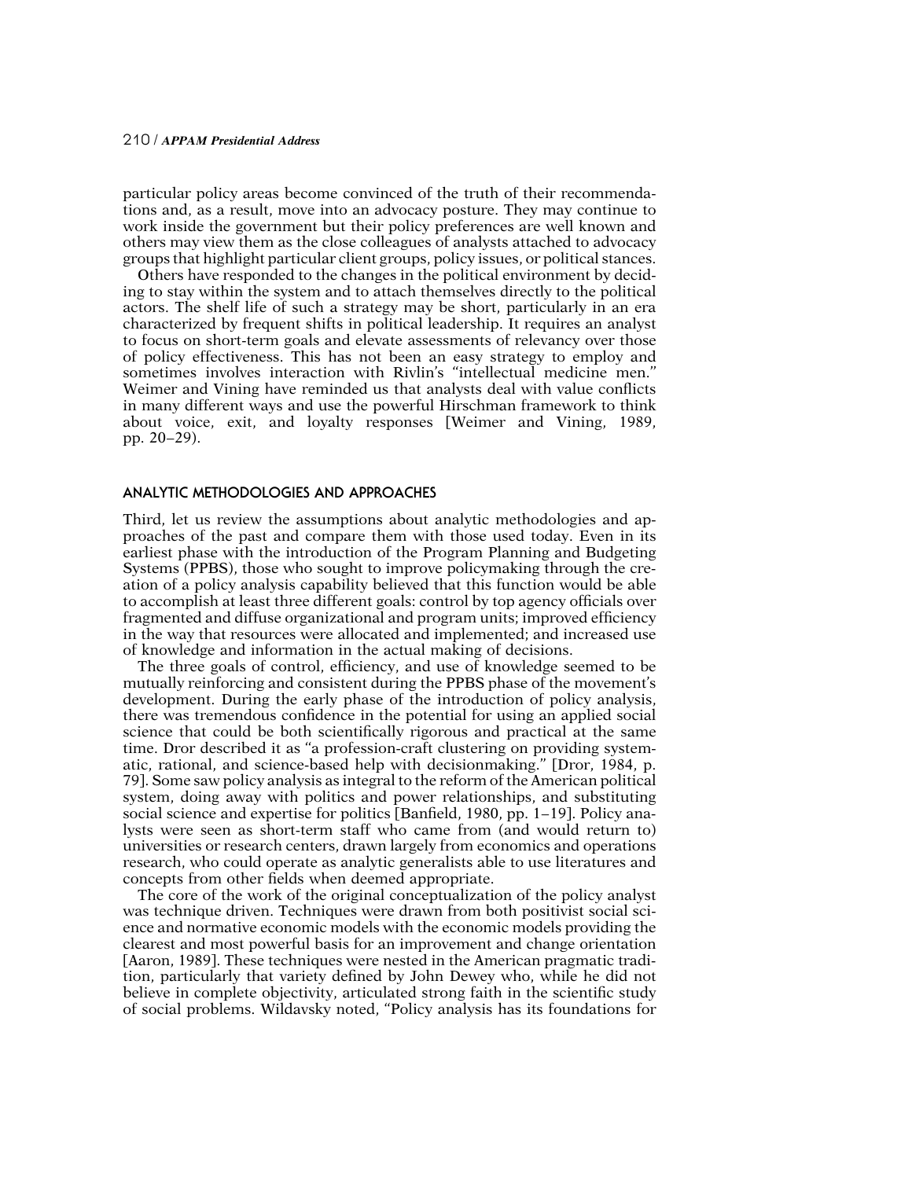particular policy areas become convinced of the truth of their recommendations and, as a result, move into an advocacy posture. They may continue to work inside the government but their policy preferences are well known and others may view them as the close colleagues of analysts attached to advocacy groups that highlight particular client groups, policy issues, or political stances.

Others have responded to the changes in the political environment by deciding to stay within the system and to attach themselves directly to the political actors. The shelf life of such a strategy may be short, particularly in an era characterized by frequent shifts in political leadership. It requires an analyst to focus on short-term goals and elevate assessments of relevancy over those of policy effectiveness. This has not been an easy strategy to employ and sometimes involves interaction with Rivlin's "intellectual medicine men." Weimer and Vining have reminded us that analysts deal with value conflicts in many different ways and use the powerful Hirschman framework to think about voice, exit, and loyalty responses [Weimer and Vining, 1989, pp. 20–29).

## ANALYTIC METHODOLOGIES AND APPROACHES

Third, let us review the assumptions about analytic methodologies and approaches of the past and compare them with those used today. Even in its earliest phase with the introduction of the Program Planning and Budgeting Systems (PPBS), those who sought to improve policymaking through the creation of a policy analysis capability believed that this function would be able to accomplish at least three different goals: control by top agency officials over fragmented and diffuse organizational and program units; improved efficiency in the way that resources were allocated and implemented; and increased use of knowledge and information in the actual making of decisions.

The three goals of control, efficiency, and use of knowledge seemed to be mutually reinforcing and consistent during the PPBS phase of the movement's development. During the early phase of the introduction of policy analysis, there was tremendous confidence in the potential for using an applied social science that could be both scientifically rigorous and practical at the same time. Dror described it as "a profession-craft clustering on providing systematic, rational, and science-based help with decisionmaking." [Dror, 1984, p. 79]. Some saw policy analysis as integral to the reform of the American political system, doing away with politics and power relationships, and substituting social science and expertise for politics [Banfield, 1980, pp. 1–19]. Policy analysts were seen as short-term staff who came from (and would return to) universities or research centers, drawn largely from economics and operations research, who could operate as analytic generalists able to use literatures and concepts from other fields when deemed appropriate.

The core of the work of the original conceptualization of the policy analyst was technique driven. Techniques were drawn from both positivist social science and normative economic models with the economic models providing the clearest and most powerful basis for an improvement and change orientation [Aaron, 1989]. These techniques were nested in the American pragmatic tradition, particularly that variety defined by John Dewey who, while he did not believe in complete objectivity, articulated strong faith in the scientific study of social problems. Wildavsky noted, "Policy analysis has its foundations for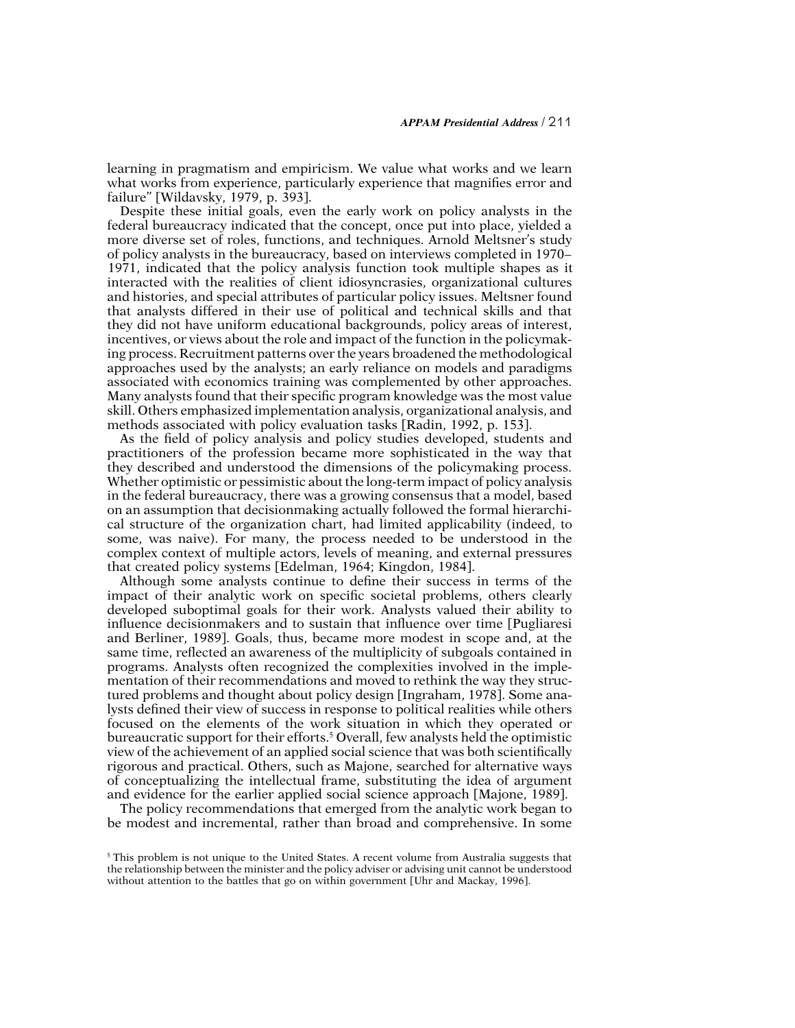learning in pragmatism and empiricism. We value what works and we learn what works from experience, particularly experience that magnifies error and failure" [Wildavsky, 1979, p. 393].

Despite these initial goals, even the early work on policy analysts in the federal bureaucracy indicated that the concept, once put into place, yielded a more diverse set of roles, functions, and techniques. Arnold Meltsner's study of policy analysts in the bureaucracy, based on interviews completed in 1970–1971, indicated that the policy analysis function took multiple shapes as it interacted with the realities of client idiosyncrasies, organizational cultures and histories, and special attributes of particular policy issues. Meltsner found that analysts differed in their use of political and technical skills and that they did not have uniform educational backgrounds, policy areas of interest, incentives, or views about the role and impact of the function in the policymaking process. Recruitment patterns over the years broadened the methodological approaches used by the analysts; an early reliance on models and paradigms associated with economics training was complemented by other approaches. Many analysts found that their specific program knowledge was the most value skill. Others emphasized implementation analysis, organizational analysis, and methods associated with policy evaluation tasks [Radin, 1992, p. 153].

As the field of policy analysis and policy studies developed, students and practitioners of the profession became more sophisticated in the way that they described and understood the dimensions of the policymaking process. Whether optimistic or pessimistic about the long-term impact of policy analysis in the federal bureaucracy, there was a growing consensus that a model, based on an assumption that decisionmaking actually followed the formal hierarchical structure of the organization chart, had limited applicability (indeed, to some, was naive). For many, the process needed to be understood in the complex context of multiple actors, levels of meaning, and external pressures that created policy systems [Edelman, 1964; Kingdon, 1984].

Although some analysts continue to define their success in terms of the impact of their analytic work on specific societal problems, others clearly developed suboptimal goals for their work. Analysts valued their ability to influence decisionmakers and to sustain that influence over time [Pugliaresi and Berliner, 1989]. Goals, thus, became more modest in scope and, at the same time, reflected an awareness of the multiplicity of subgoals contained in programs. Analysts often recognized the complexities involved in the implementation of their recommendations and moved to rethink the way they structured problems and thought about policy design [Ingraham, 1978]. Some analysts defined their view of success in response to political realities while others focused on the elements of the work situation in which they operated or bureaucratic support for their efforts.[5] Overall, few analysts held the optimistic view of the achievement of an applied social science that was both scientifically rigorous and practical. Others, such as Majone, searched for alternative ways of conceptualizing the intellectual frame, substituting the idea of argument and evidence for the earlier applied social science approach [Majone, 1989].

The policy recommendations that emerged from the analytic work began to be modest and incremental, rather than broad and comprehensive. In some

[5] This problem is not unique to the United States. A recent volume from Australia suggests that the relationship between the minister and the policy adviser or advising unit cannot be understood without attention to the battles that go on within government [Uhr and Mackay, 1996].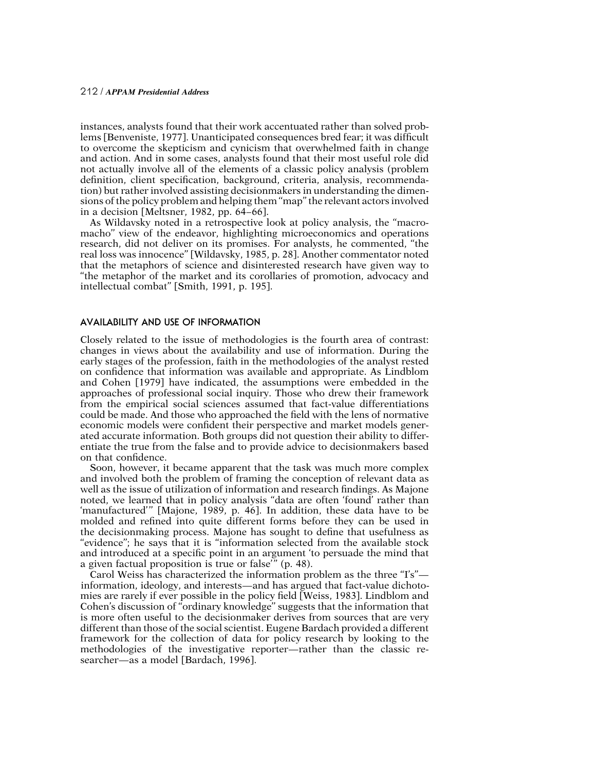instances, analysts found that their work accentuated rather than solved problems [Benveniste, 1977]. Unanticipated consequences bred fear; it was difficult to overcome the skepticism and cynicism that overwhelmed faith in change and action. And in some cases, analysts found that their most useful role did not actually involve all of the elements of a classic policy analysis (problem definition, client specification, background, criteria, analysis, recommendation) but rather involved assisting decisionmakers in understanding the dimensions of the policy problem and helping them "map" the relevant actors involved in a decision [Meltsner, 1982, pp. 64–66].

As Wildavsky noted in a retrospective look at policy analysis, the "macro-macho" view of the endeavor, highlighting microeconomics and operations research, did not deliver on its promises. For analysts, he commented, "the real loss was innocence" [Wildavsky, 1985, p. 28]. Another commentator noted that the metaphors of science and disinterested research have given way to "the metaphor of the market and its corollaries of promotion, advocacy and intellectual combat" [Smith, 1991, p. 195].

## AVAILABILITY AND USE OF INFORMATION

Closely related to the issue of methodologies is the fourth area of contrast: changes in views about the availability and use of information. During the early stages of the profession, faith in the methodologies of the analyst rested on confidence that information was available and appropriate. As Lindblom and Cohen [1979] have indicated, the assumptions were embedded in the approaches of professional social inquiry. Those who drew their framework from the empirical social sciences assumed that fact-value differentiations could be made. And those who approached the field with the lens of normative economic models were confident their perspective and market models generated accurate information. Both groups did not question their ability to differentiate the true from the false and to provide advice to decisionmakers based on that confidence.

Soon, however, it became apparent that the task was much more complex and involved both the problem of framing the conception of relevant data as well as the issue of utilization of information and research findings. As Majone noted, we learned that in policy analysis "data are often 'found' rather than 'manufactured'" [Majone, 1989, p. 46]. In addition, these data have to be molded and refined into quite different forms before they can be used in the decisionmaking process. Majone has sought to define that usefulness as "evidence"; he says that it is "information selected from the available stock and introduced at a specific point in an argument 'to persuade the mind that a given factual proposition is true or false'" (p. 48).

Carol Weiss has characterized the information problem as the three "I's"—information, ideology, and interests—and has argued that fact-value dichotomies are rarely if ever possible in the policy field [Weiss, 1983]. Lindblom and Cohen's discussion of "ordinary knowledge" suggests that the information that is more often useful to the decisionmaker derives from sources that are very different than those of the social scientist. Eugene Bardach provided a different framework for the collection of data for policy research by looking to the methodologies of the investigative reporter—rather than the classic researcher—as a model [Bardach, 1996].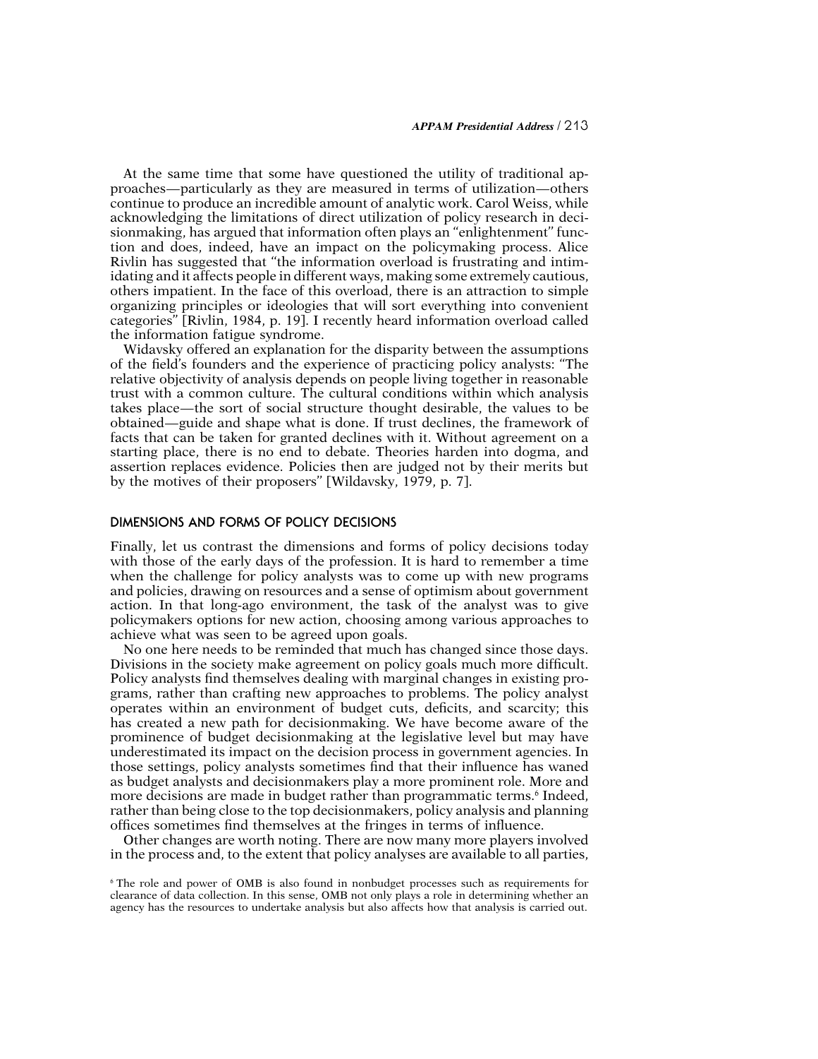At the same time that some have questioned the utility of traditional approaches—particularly as they are measured in terms of utilization—others continue to produce an incredible amount of analytic work. Carol Weiss, while acknowledging the limitations of direct utilization of policy research in decisionmaking, has argued that information often plays an "enlightenment" function and does, indeed, have an impact on the policymaking process. Alice Rivlin has suggested that "the information overload is frustrating and intimidating and it affects people in different ways, making some extremely cautious, others impatient. In the face of this overload, there is an attraction to simple organizing principles or ideologies that will sort everything into convenient categories" [Rivlin, 1984, p. 19]. I recently heard information overload called the information fatigue syndrome.

Widavsky offered an explanation for the disparity between the assumptions of the field's founders and the experience of practicing policy analysts: "The relative objectivity of analysis depends on people living together in reasonable trust with a common culture. The cultural conditions within which analysis takes place—the sort of social structure thought desirable, the values to be obtained—guide and shape what is done. If trust declines, the framework of facts that can be taken for granted declines with it. Without agreement on a starting place, there is no end to debate. Theories harden into dogma, and assertion replaces evidence. Policies then are judged not by their merits but by the motives of their proposers" [Wildavsky, 1979, p. 7].

## DIMENSIONS AND FORMS OF POLICY DECISIONS

Finally, let us contrast the dimensions and forms of policy decisions today with those of the early days of the profession. It is hard to remember a time when the challenge for policy analysts was to come up with new programs and policies, drawing on resources and a sense of optimism about government action. In that long-ago environment, the task of the analyst was to give policymakers options for new action, choosing among various approaches to achieve what was seen to be agreed upon goals.

No one here needs to be reminded that much has changed since those days. Divisions in the society make agreement on policy goals much more difficult. Policy analysts find themselves dealing with marginal changes in existing programs, rather than crafting new approaches to problems. The policy analyst operates within an environment of budget cuts, deficits, and scarcity; this has created a new path for decisionmaking. We have become aware of the prominence of budget decisionmaking at the legislative level but may have underestimated its impact on the decision process in government agencies. In those settings, policy analysts sometimes find that their influence has waned as budget analysts and decisionmakers play a more prominent role. More and more decisions are made in budget rather than programmatic terms.[6] Indeed, rather than being close to the top decisionmakers, policy analysis and planning offices sometimes find themselves at the fringes in terms of influence.

Other changes are worth noting. There are now many more players involved in the process and, to the extent that policy analyses are available to all parties,

[6] The role and power of OMB is also found in nonbudget processes such as requirements for clearance of data collection. In this sense, OMB not only plays a role in determining whether an agency has the resources to undertake analysis but also affects how that analysis is carried out.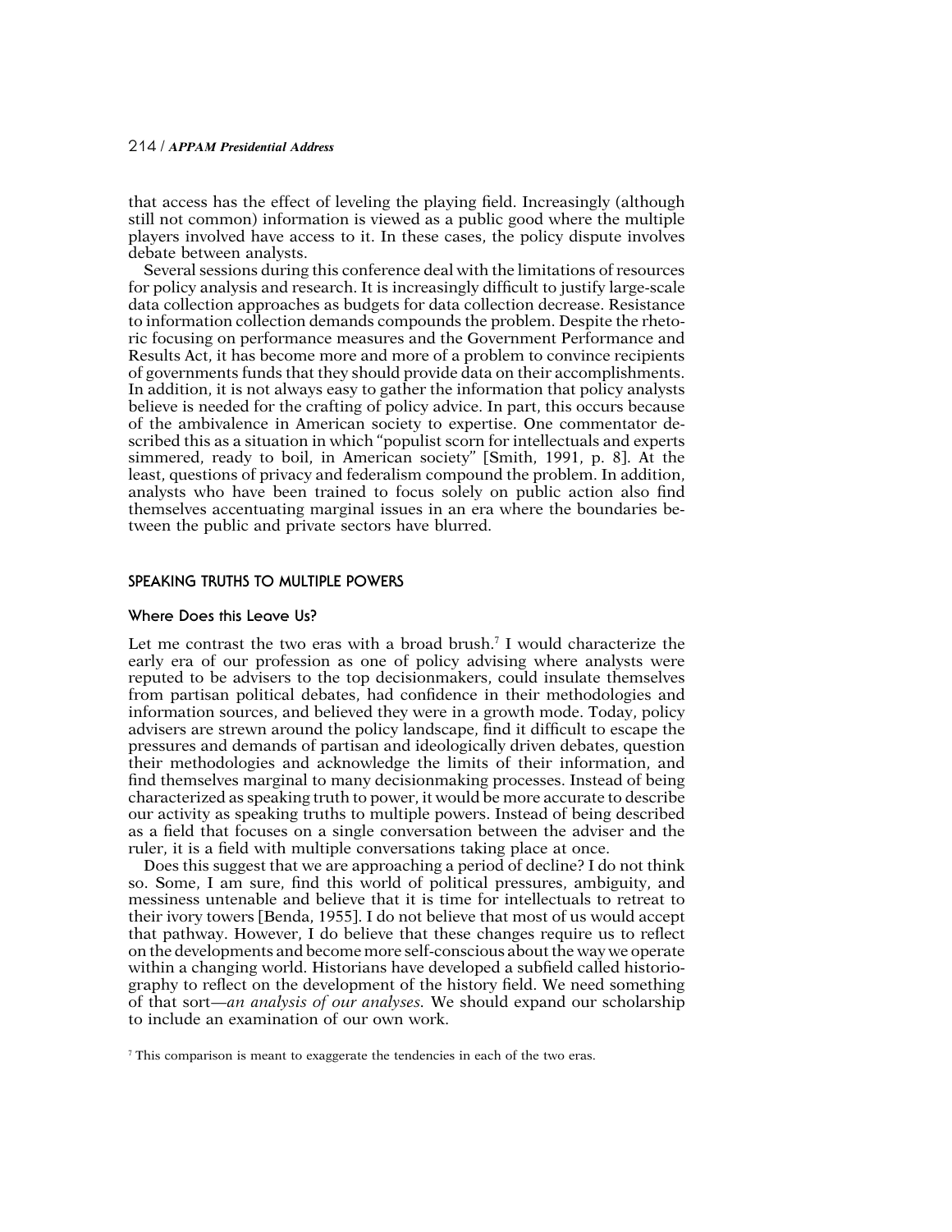that access has the effect of leveling the playing field. Increasingly (although still not common) information is viewed as a public good where the multiple players involved have access to it. In these cases, the policy dispute involves debate between analysts.

Several sessions during this conference deal with the limitations of resources for policy analysis and research. It is increasingly difficult to justify large-scale data collection approaches as budgets for data collection decrease. Resistance to information collection demands compounds the problem. Despite the rhetoric focusing on performance measures and the Government Performance and Results Act, it has become more and more of a problem to convince recipients of governments funds that they should provide data on their accomplishments. In addition, it is not always easy to gather the information that policy analysts believe is needed for the crafting of policy advice. In part, this occurs because of the ambivalence in American society to expertise. One commentator described this as a situation in which "populist scorn for intellectuals and experts simmered, ready to boil, in American society" [Smith, 1991, p. 8]. At the least, questions of privacy and federalism compound the problem. In addition, analysts who have been trained to focus solely on public action also find themselves accentuating marginal issues in an era where the boundaries between the public and private sectors have blurred.

## SPEAKING TRUTHS TO MULTIPLE POWERS

### Where Does this Leave Us?

Let me contrast the two eras with a broad brush.[7] I would characterize the early era of our profession as one of policy advising where analysts were reputed to be advisers to the top decisionmakers, could insulate themselves from partisan political debates, had confidence in their methodologies and information sources, and believed they were in a growth mode. Today, policy advisers are strewn around the policy landscape, find it difficult to escape the pressures and demands of partisan and ideologically driven debates, question their methodologies and acknowledge the limits of their information, and find themselves marginal to many decisionmaking processes. Instead of being characterized as speaking truth to power, it would be more accurate to describe our activity as speaking truths to multiple powers. Instead of being described as a field that focuses on a single conversation between the adviser and the ruler, it is a field with multiple conversations taking place at once.

Does this suggest that we are approaching a period of decline? I do not think so. Some, I am sure, find this world of political pressures, ambiguity, and messiness untenable and believe that it is time for intellectuals to retreat to their ivory towers [Benda, 1955]. I do not believe that most of us would accept that pathway. However, I do believe that these changes require us to reflect on the developments and become more self-conscious about the way we operate within a changing world. Historians have developed a subfield called historiography to reflect on the development of the history field. We need something of that sort—*an analysis of our analyses.* We should expand our scholarship to include an examination of our own work.

[7] This comparison is meant to exaggerate the tendencies in each of the two eras.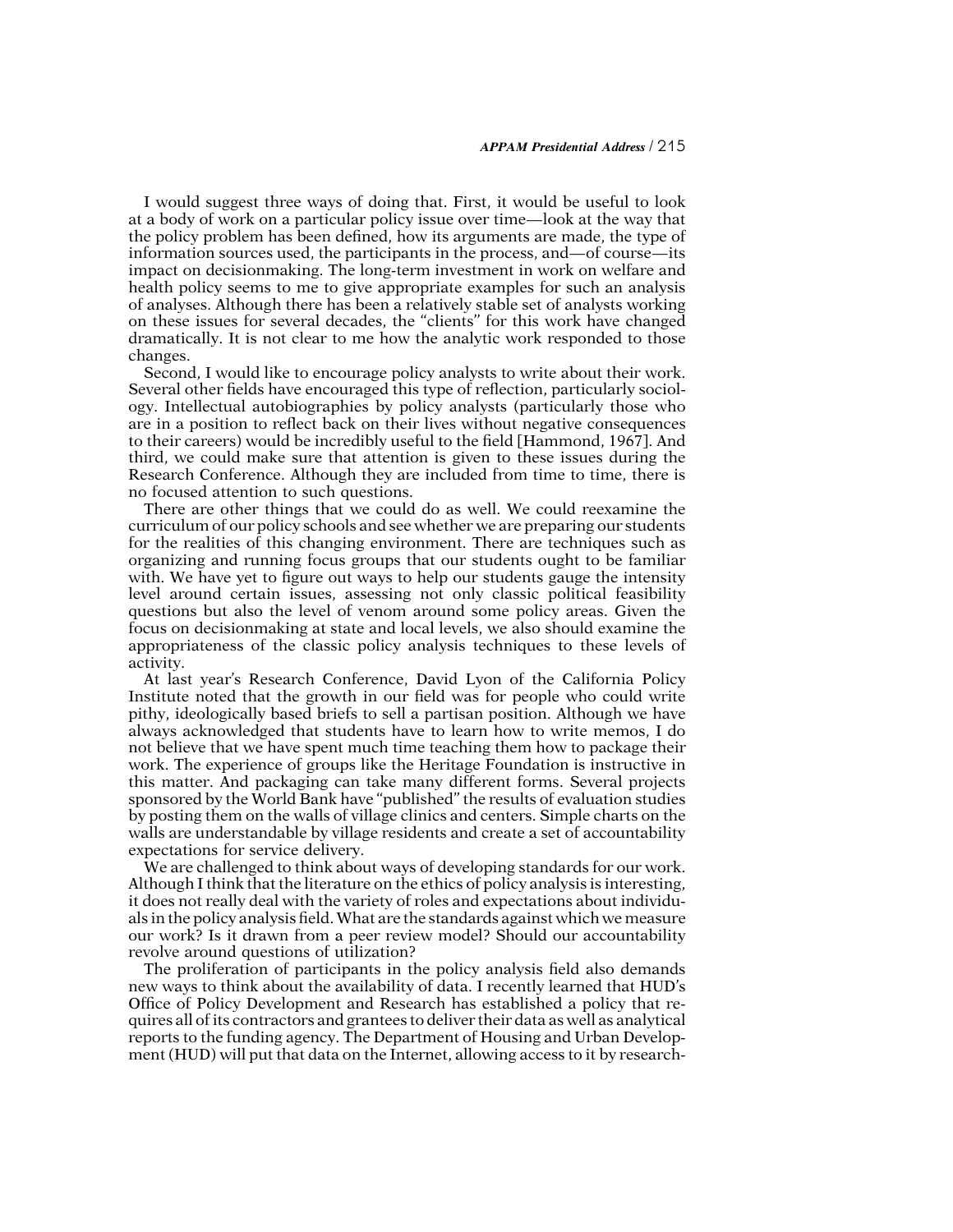I would suggest three ways of doing that. First, it would be useful to look at a body of work on a particular policy issue over time—look at the way that the policy problem has been defined, how its arguments are made, the type of information sources used, the participants in the process, and—of course—its impact on decisionmaking. The long-term investment in work on welfare and health policy seems to me to give appropriate examples for such an analysis of analyses. Although there has been a relatively stable set of analysts working on these issues for several decades, the "clients" for this work have changed dramatically. It is not clear to me how the analytic work responded to those changes.

Second, I would like to encourage policy analysts to write about their work. Several other fields have encouraged this type of reflection, particularly sociology. Intellectual autobiographies by policy analysts (particularly those who are in a position to reflect back on their lives without negative consequences to their careers) would be incredibly useful to the field [Hammond, 1967]. And third, we could make sure that attention is given to these issues during the Research Conference. Although they are included from time to time, there is no focused attention to such questions.

There are other things that we could do as well. We could reexamine the curriculum of our policy schools and see whether we are preparing our students for the realities of this changing environment. There are techniques such as organizing and running focus groups that our students ought to be familiar with. We have yet to figure out ways to help our students gauge the intensity level around certain issues, assessing not only classic political feasibility questions but also the level of venom around some policy areas. Given the focus on decisionmaking at state and local levels, we also should examine the appropriateness of the classic policy analysis techniques to these levels of activity.

At last year's Research Conference, David Lyon of the California Policy Institute noted that the growth in our field was for people who could write pithy, ideologically based briefs to sell a partisan position. Although we have always acknowledged that students have to learn how to write memos, I do not believe that we have spent much time teaching them how to package their work. The experience of groups like the Heritage Foundation is instructive in this matter. And packaging can take many different forms. Several projects sponsored by the World Bank have "published" the results of evaluation studies by posting them on the walls of village clinics and centers. Simple charts on the walls are understandable by village residents and create a set of accountability expectations for service delivery.

We are challenged to think about ways of developing standards for our work. Although I think that the literature on the ethics of policy analysis is interesting, it does not really deal with the variety of roles and expectations about individuals in the policy analysis field. What are the standards against which we measure our work? Is it drawn from a peer review model? Should our accountability revolve around questions of utilization?

The proliferation of participants in the policy analysis field also demands new ways to think about the availability of data. I recently learned that HUD's Office of Policy Development and Research has established a policy that requires all of its contractors and grantees to deliver their data as well as analytical reports to the funding agency. The Department of Housing and Urban Development (HUD) will put that data on the Internet, allowing access to it by research-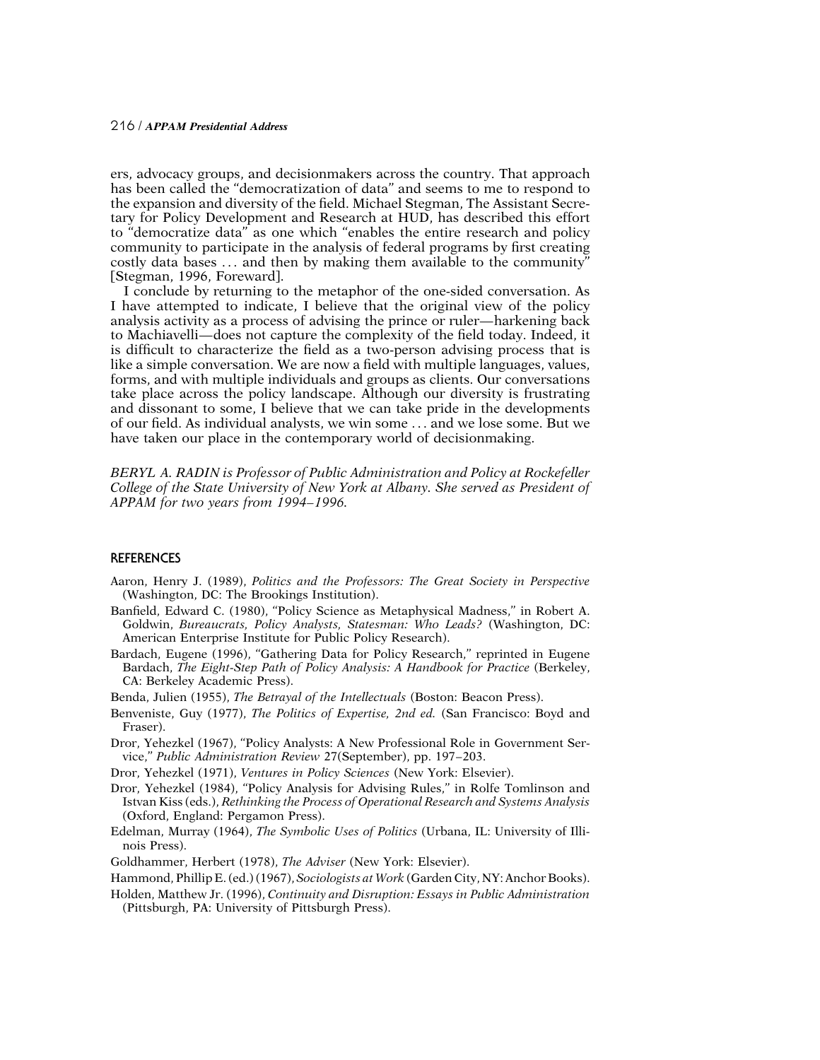ers, advocacy groups, and decisionmakers across the country. That approach has been called the "democratization of data" and seems to me to respond to the expansion and diversity of the field. Michael Stegman, The Assistant Secretary for Policy Development and Research at HUD, has described this effort to "democratize data" as one which "enables the entire research and policy community to participate in the analysis of federal programs by first creating costly data bases . . . and then by making them available to the community" [Stegman, 1996, Foreward].

I conclude by returning to the metaphor of the one-sided conversation. As I have attempted to indicate, I believe that the original view of the policy analysis activity as a process of advising the prince or ruler—harkening back to Machiavelli—does not capture the complexity of the field today. Indeed, it is difficult to characterize the field as a two-person advising process that is like a simple conversation. We are now a field with multiple languages, values, forms, and with multiple individuals and groups as clients. Our conversations take place across the policy landscape. Although our diversity is frustrating and dissonant to some, I believe that we can take pride in the developments of our field. As individual analysts, we win some . . . and we lose some. But we have taken our place in the contemporary world of decisionmaking.

*BERYL A. RADIN is Professor of Public Administration and Policy at Rockefeller College of the State University of New York at Albany. She served as President of APPAM for two years from 1994–1996.*

## REFERENCES

Aaron, Henry J. (1989), *Politics and the Professors: The Great Society in Perspective* (Washington, DC: The Brookings Institution).

Banfield, Edward C. (1980), "Policy Science as Metaphysical Madness," in Robert A. Goldwin, *Bureaucrats, Policy Analysts, Statesman: Who Leads?* (Washington, DC: American Enterprise Institute for Public Policy Research).

Bardach, Eugene (1996), "Gathering Data for Policy Research," reprinted in Eugene Bardach, *The Eight-Step Path of Policy Analysis: A Handbook for Practice* (Berkeley, CA: Berkeley Academic Press).

Benda, Julien (1955), *The Betrayal of the Intellectuals* (Boston: Beacon Press).

Benveniste, Guy (1977), *The Politics of Expertise, 2nd ed.* (San Francisco: Boyd and Fraser).

Dror, Yehezkel (1967), "Policy Analysts: A New Professional Role in Government Service," *Public Administration Review* 27(September), pp. 197–203.

Dror, Yehezkel (1971), *Ventures in Policy Sciences* (New York: Elsevier).

Dror, Yehezkel (1984), "Policy Analysis for Advising Rules," in Rolfe Tomlinson and Istvan Kiss (eds.), *Rethinking the Process of Operational Research and Systems Analysis* (Oxford, England: Pergamon Press).

Edelman, Murray (1964), *The Symbolic Uses of Politics* (Urbana, IL: University of Illinois Press).

Goldhammer, Herbert (1978), *The Adviser* (New York: Elsevier).

Hammond, Phillip E. (ed.) (1967), *Sociologists at Work* (Garden City, NY: Anchor Books).

Holden, Matthew Jr. (1996), *Continuity and Disruption: Essays in Public Administration* (Pittsburgh, PA: University of Pittsburgh Press).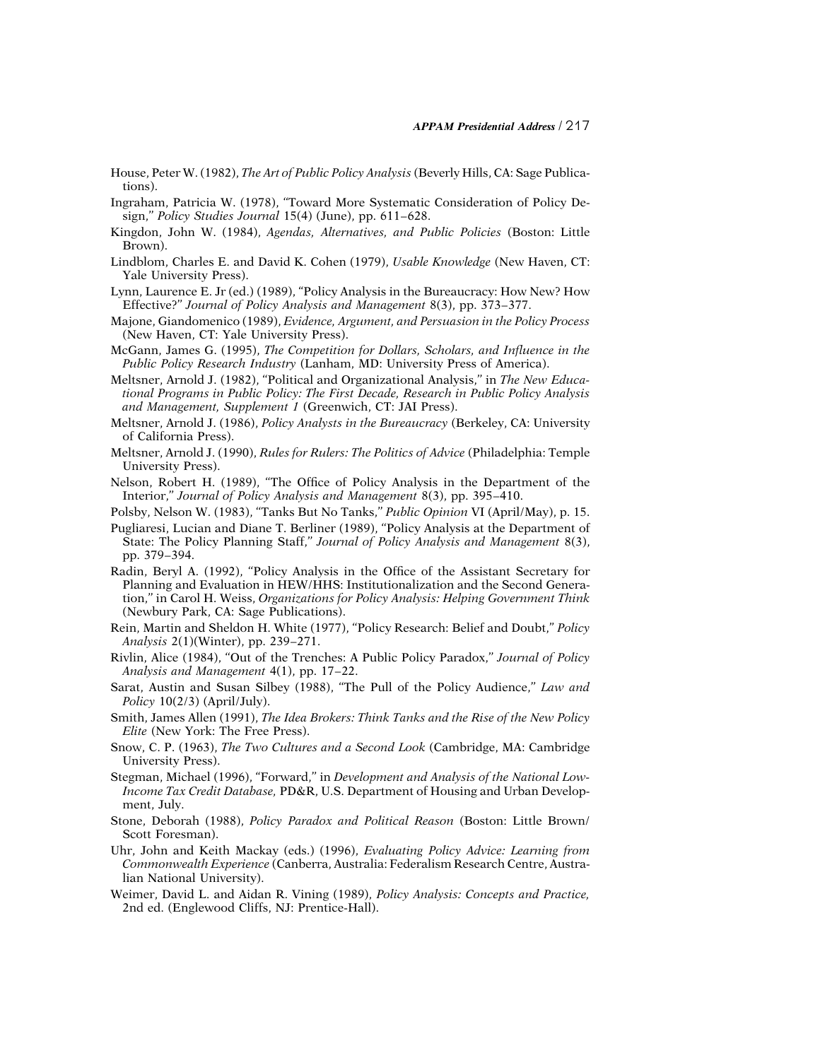House, Peter W. (1982), *The Art of Public Policy Analysis* (Beverly Hills, CA: Sage Publications).

Ingraham, Patricia W. (1978), "Toward More Systematic Consideration of Policy Design," *Policy Studies Journal* 15(4) (June), pp. 611–628.

Kingdon, John W. (1984), *Agendas, Alternatives, and Public Policies* (Boston: Little Brown).

Lindblom, Charles E. and David K. Cohen (1979), *Usable Knowledge* (New Haven, CT: Yale University Press).

Lynn, Laurence E. Jr (ed.) (1989), "Policy Analysis in the Bureaucracy: How New? How Effective?" *Journal of Policy Analysis and Management* 8(3), pp. 373–377.

Majone, Giandomenico (1989), *Evidence, Argument, and Persuasion in the Policy Process* (New Haven, CT: Yale University Press).

McGann, James G. (1995), *The Competition for Dollars, Scholars, and Influence in the Public Policy Research Industry* (Lanham, MD: University Press of America).

Meltsner, Arnold J. (1982), "Political and Organizational Analysis," in *The New Educational Programs in Public Policy: The First Decade, Research in Public Policy Analysis and Management, Supplement 1* (Greenwich, CT: JAI Press).

Meltsner, Arnold J. (1986), *Policy Analysts in the Bureaucracy* (Berkeley, CA: University of California Press).

Meltsner, Arnold J. (1990), *Rules for Rulers: The Politics of Advice* (Philadelphia: Temple University Press).

Nelson, Robert H. (1989), "The Office of Policy Analysis in the Department of the Interior," *Journal of Policy Analysis and Management* 8(3), pp. 395–410.

Polsby, Nelson W. (1983), "Tanks But No Tanks," *Public Opinion* VI (April/May), p. 15.

Pugliaresi, Lucian and Diane T. Berliner (1989), "Policy Analysis at the Department of State: The Policy Planning Staff," *Journal of Policy Analysis and Management* 8(3), pp. 379–394.

Radin, Beryl A. (1992), "Policy Analysis in the Office of the Assistant Secretary for Planning and Evaluation in HEW/HHS: Institutionalization and the Second Generation," in Carol H. Weiss, *Organizations for Policy Analysis: Helping Government Think* (Newbury Park, CA: Sage Publications).

Rein, Martin and Sheldon H. White (1977), "Policy Research: Belief and Doubt," *Policy Analysis* 2(1)(Winter), pp. 239–271.

Rivlin, Alice (1984), "Out of the Trenches: A Public Policy Paradox," *Journal of Policy Analysis and Management* 4(1), pp. 17–22.

Sarat, Austin and Susan Silbey (1988), "The Pull of the Policy Audience," *Law and Policy* 10(2/3) (April/July).

Smith, James Allen (1991), *The Idea Brokers: Think Tanks and the Rise of the New Policy Elite* (New York: The Free Press).

Snow, C. P. (1963), *The Two Cultures and a Second Look* (Cambridge, MA: Cambridge University Press).

Stegman, Michael (1996), "Forward," in *Development and Analysis of the National Low-Income Tax Credit Database,* PD&R, U.S. Department of Housing and Urban Development, July.

Stone, Deborah (1988), *Policy Paradox and Political Reason* (Boston: Little Brown/ Scott Foresman).

Uhr, John and Keith Mackay (eds.) (1996), *Evaluating Policy Advice: Learning from Commonwealth Experience* (Canberra, Australia: Federalism Research Centre, Australian National University).

Weimer, David L. and Aidan R. Vining (1989), *Policy Analysis: Concepts and Practice,* 2nd ed. (Englewood Cliffs, NJ: Prentice-Hall).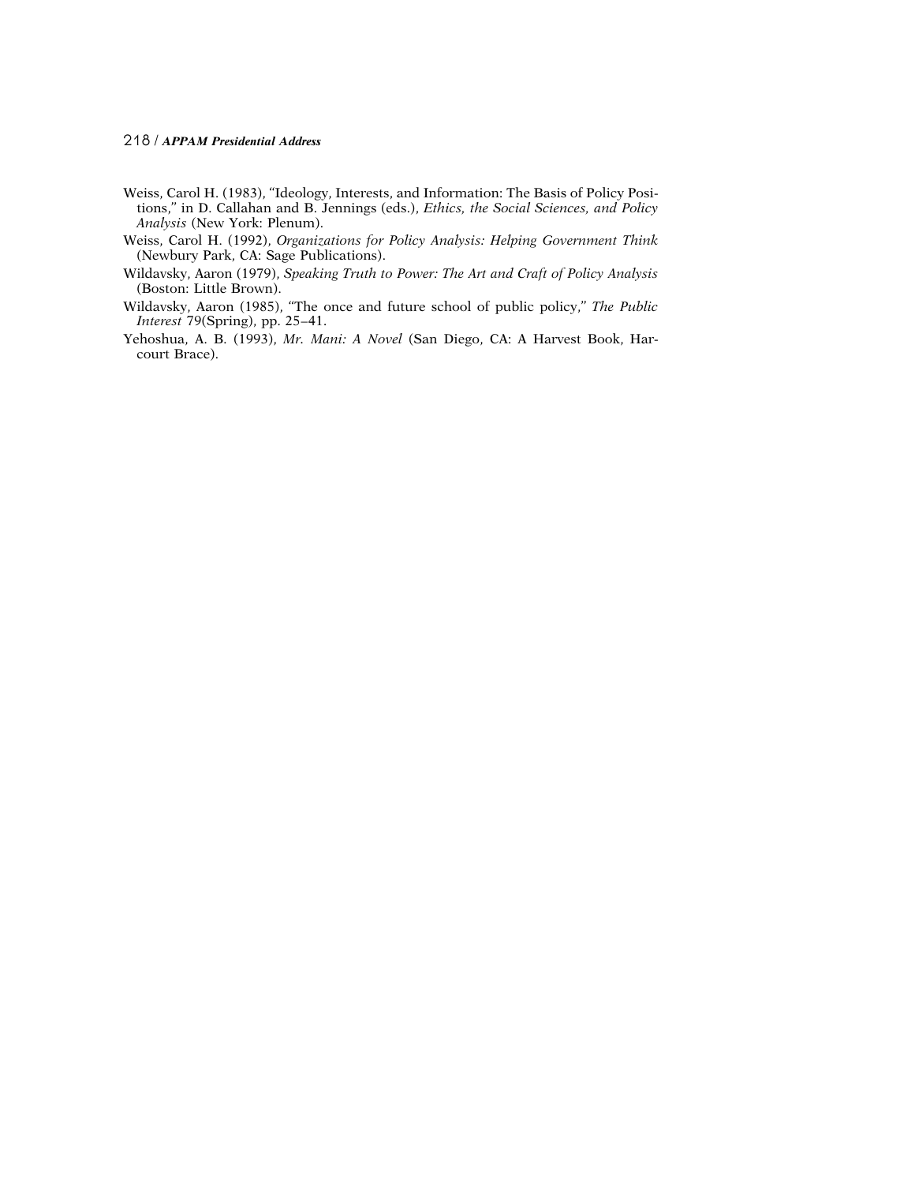Weiss, Carol H. (1983), "Ideology, Interests, and Information: The Basis of Policy Positions," in D. Callahan and B. Jennings (eds.), *Ethics, the Social Sciences, and Policy Analysis* (New York: Plenum).

Weiss, Carol H. (1992), *Organizations for Policy Analysis: Helping Government Think* (Newbury Park, CA: Sage Publications).

Wildavsky, Aaron (1979), *Speaking Truth to Power: The Art and Craft of Policy Analysis* (Boston: Little Brown).

Wildavsky, Aaron (1985), "The once and future school of public policy," *The Public Interest* 79(Spring), pp. 25–41.

Yehoshua, A. B. (1993), *Mr. Mani: A Novel* (San Diego, CA: A Harvest Book, Harcourt Brace).